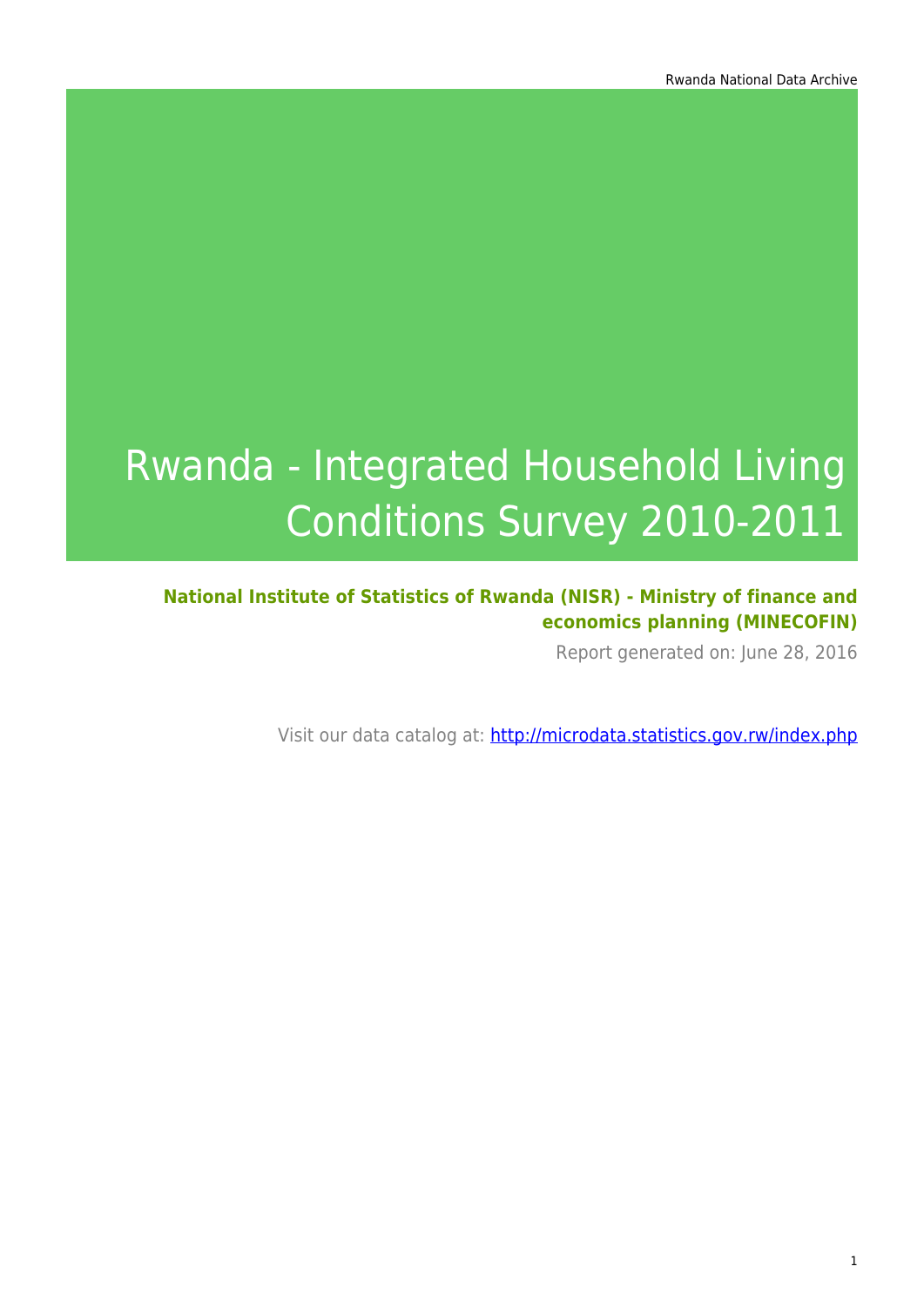# Rwanda - Integrated Household Living Conditions Survey 2010-2011

**National Institute of Statistics of Rwanda (NISR) - Ministry of finance and economics planning (MINECOFIN)**

Report generated on: June 28, 2016

Visit our data catalog at: http://microdata.statistics.gov.rw/index.php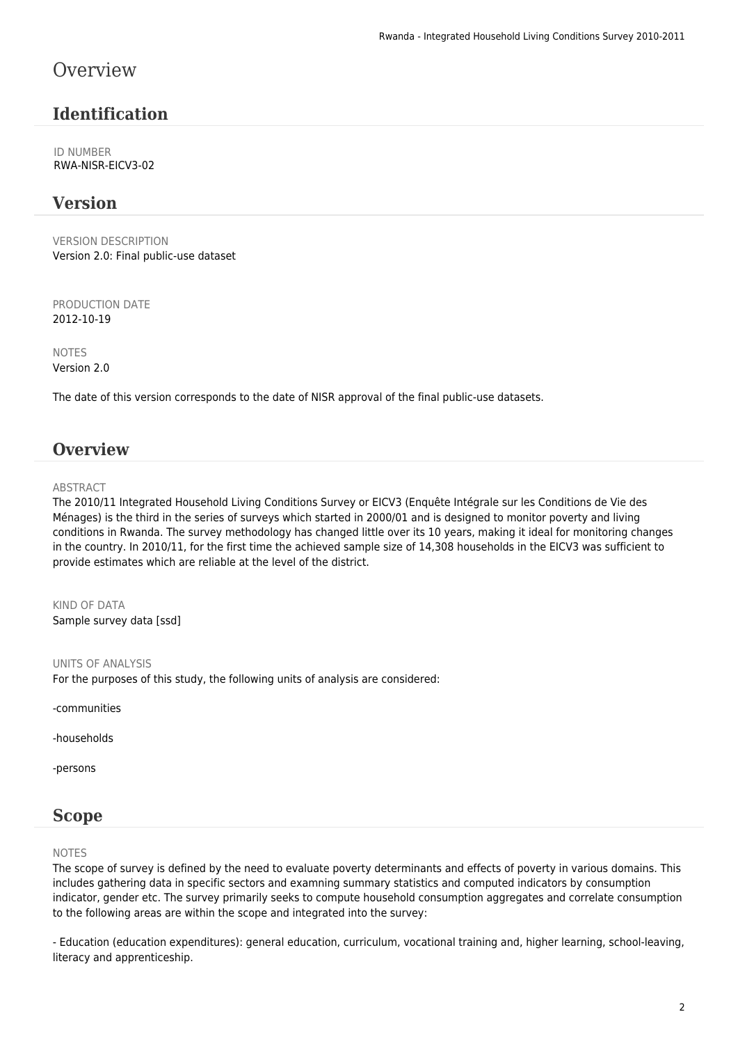# Overview

## Identification

ID NUMBER
RWA-NISR-EICV3-02

## Version

VERSION DESCRIPTION
Version 2.0: Final public-use dataset

PRODUCTION DATE
2012-10-19

NOTES
Version 2.0

The date of this version corresponds to the date of NISR approval of the final public-use datasets.

## Overview

ABSTRACT
The 2010/11 Integrated Household Living Conditions Survey or EICV3 (Enquête Intégrale sur les Conditions de Vie des Ménages) is the third in the series of surveys which started in 2000/01 and is designed to monitor poverty and living conditions in Rwanda. The survey methodology has changed little over its 10 years, making it ideal for monitoring changes in the country. In 2010/11, for the first time the achieved sample size of 14,308 households in the EICV3 was sufficient to provide estimates which are reliable at the level of the district.

KIND OF DATA
Sample survey data [ssd]

UNITS OF ANALYSIS
For the purposes of this study, the following units of analysis are considered:

-communities

-households

-persons

## Scope

NOTES
The scope of survey is defined by the need to evaluate poverty determinants and effects of poverty in various domains. This includes gathering data in specific sectors and examning summary statistics and computed indicators by consumption indicator, gender etc. The survey primarily seeks to compute household consumption aggregates and correlate consumption to the following areas are within the scope and integrated into the survey:

- Education (education expenditures): general education, curriculum, vocational training and, higher learning, school-leaving, literacy and apprenticeship.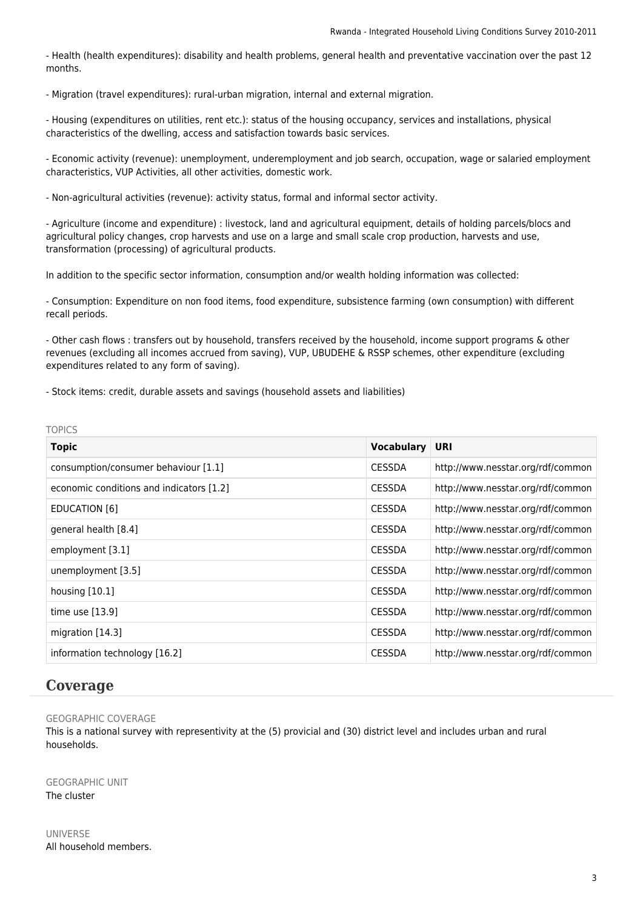- Health (health expenditures): disability and health problems, general health and preventative vaccination over the past 12 months.

- Migration (travel expenditures): rural-urban migration, internal and external migration.

- Housing (expenditures on utilities, rent etc.): status of the housing occupancy, services and installations, physical characteristics of the dwelling, access and satisfaction towards basic services.

- Economic activity (revenue): unemployment, underemployment and job search, occupation, wage or salaried employment characteristics, VUP Activities, all other activities, domestic work.

- Non-agricultural activities (revenue): activity status, formal and informal sector activity.

- Agriculture (income and expenditure) : livestock, land and agricultural equipment, details of holding parcels/blocs and agricultural policy changes, crop harvests and use on a large and small scale crop production, harvests and use, transformation (processing) of agricultural products.

In addition to the specific sector information, consumption and/or wealth holding information was collected:

- Consumption: Expenditure on non food items, food expenditure, subsistence farming (own consumption) with different recall periods.

- Other cash flows : transfers out by household, transfers received by the household, income support programs & other revenues (excluding all incomes accrued from saving), VUP, UBUDEHE & RSSP schemes, other expenditure (excluding expenditures related to any form of saving).

- Stock items: credit, durable assets and savings (household assets and liabilities)

TOPICS

| Topic | Vocabulary | URI |
|---|---|---|
| consumption/consumer behaviour [1.1] | CESSDA | http://www.nesstar.org/rdf/common |
| economic conditions and indicators [1.2] | CESSDA | http://www.nesstar.org/rdf/common |
| EDUCATION [6] | CESSDA | http://www.nesstar.org/rdf/common |
| general health [8.4] | CESSDA | http://www.nesstar.org/rdf/common |
| employment [3.1] | CESSDA | http://www.nesstar.org/rdf/common |
| unemployment [3.5] | CESSDA | http://www.nesstar.org/rdf/common |
| housing [10.1] | CESSDA | http://www.nesstar.org/rdf/common |
| time use [13.9] | CESSDA | http://www.nesstar.org/rdf/common |
| migration [14.3] | CESSDA | http://www.nesstar.org/rdf/common |
| information technology [16.2] | CESSDA | http://www.nesstar.org/rdf/common |

## Coverage

GEOGRAPHIC COVERAGE

This is a national survey with representivity at the (5) provicial and (30) district level and includes urban and rural households.

GEOGRAPHIC UNIT

The cluster

UNIVERSE

All household members.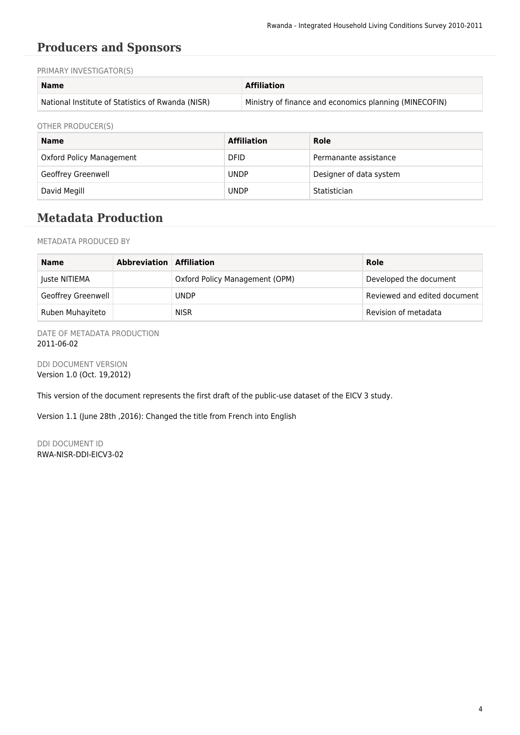## Producers and Sponsors

PRIMARY INVESTIGATOR(S)

| Name | Affiliation |
|---|---|
| National Institute of Statistics of Rwanda (NISR) | Ministry of finance and economics planning (MINECOFIN) |

OTHER PRODUCER(S)

| Name | Affiliation | Role |
|---|---|---|
| Oxford Policy Management | DFID | Permanante assistance |
| Geoffrey Greenwell | UNDP | Designer of data system |
| David Megill | UNDP | Statistician |

## Metadata Production

METADATA PRODUCED BY

| Name | Abbreviation | Affiliation | Role |
|---|---|---|---|
| Juste NITIEMA | | Oxford Policy Management (OPM) | Developed the document |
| Geoffrey Greenwell | | UNDP | Reviewed and edited document |
| Ruben Muhayiteto | | NISR | Revision of metadata |

DATE OF METADATA PRODUCTION
2011-06-02

DDI DOCUMENT VERSION
Version 1.0 (Oct. 19,2012)

This version of the document represents the first draft of the public-use dataset of the EICV 3 study.

Version 1.1 (June 28th ,2016): Changed the title from French into English

DDI DOCUMENT ID
RWA-NISR-DDI-EICV3-02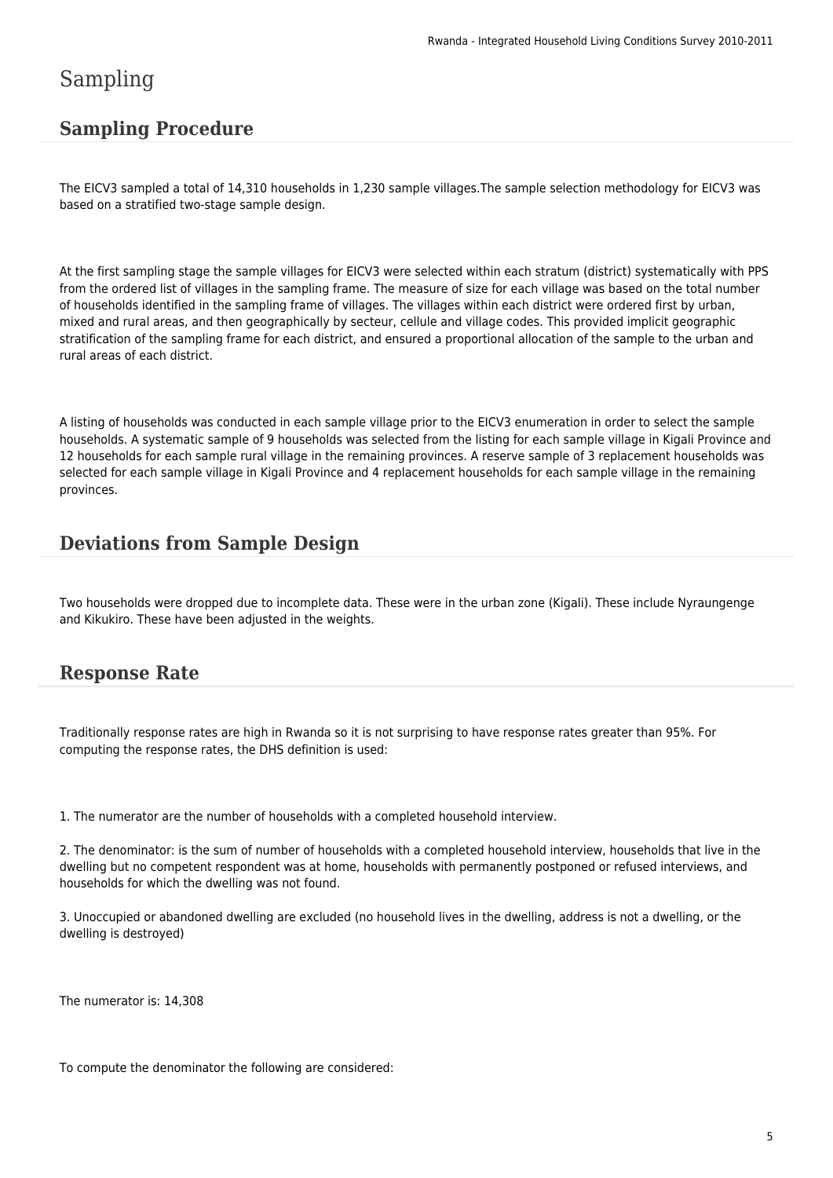# Sampling

## Sampling Procedure

The EICV3 sampled a total of 14,310 households in 1,230 sample villages.The sample selection methodology for EICV3 was based on a stratified two-stage sample design.

At the first sampling stage the sample villages for EICV3 were selected within each stratum (district) systematically with PPS from the ordered list of villages in the sampling frame. The measure of size for each village was based on the total number of households identified in the sampling frame of villages. The villages within each district were ordered first by urban, mixed and rural areas, and then geographically by secteur, cellule and village codes. This provided implicit geographic stratification of the sampling frame for each district, and ensured a proportional allocation of the sample to the urban and rural areas of each district.

A listing of households was conducted in each sample village prior to the EICV3 enumeration in order to select the sample households. A systematic sample of 9 households was selected from the listing for each sample village in Kigali Province and 12 households for each sample rural village in the remaining provinces. A reserve sample of 3 replacement households was selected for each sample village in Kigali Province and 4 replacement households for each sample village in the remaining provinces.

## Deviations from Sample Design

Two households were dropped due to incomplete data. These were in the urban zone (Kigali). These include Nyraungenge and Kikukiro. These have been adjusted in the weights.

## Response Rate

Traditionally response rates are high in Rwanda so it is not surprising to have response rates greater than 95%. For computing the response rates, the DHS definition is used:

1. The numerator are the number of households with a completed household interview.

2. The denominator: is the sum of number of households with a completed household interview, households that live in the dwelling but no competent respondent was at home, households with permanently postponed or refused interviews, and households for which the dwelling was not found.

3. Unoccupied or abandoned dwelling are excluded (no household lives in the dwelling, address is not a dwelling, or the dwelling is destroyed)

The numerator is: 14,308

To compute the denominator the following are considered: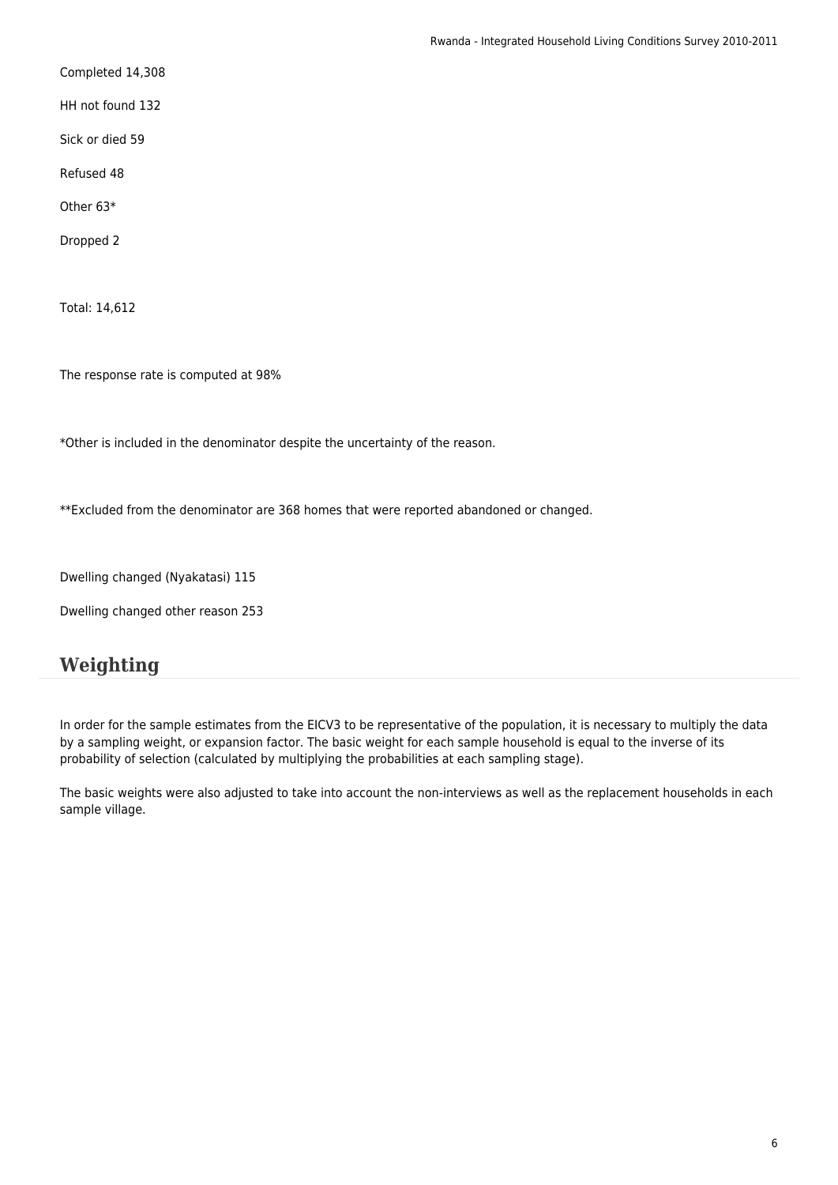Completed 14,308

HH not found 132

Sick or died 59

Refused 48

Other 63*

Dropped 2

Total: 14,612

The response rate is computed at 98%

*Other is included in the denominator despite the uncertainty of the reason.

**Excluded from the denominator are 368 homes that were reported abandoned or changed.

Dwelling changed (Nyakatasi) 115

Dwelling changed other reason 253

## Weighting

In order for the sample estimates from the EICV3 to be representative of the population, it is necessary to multiply the data by a sampling weight, or expansion factor. The basic weight for each sample household is equal to the inverse of its probability of selection (calculated by multiplying the probabilities at each sampling stage).

The basic weights were also adjusted to take into account the non-interviews as well as the replacement households in each sample village.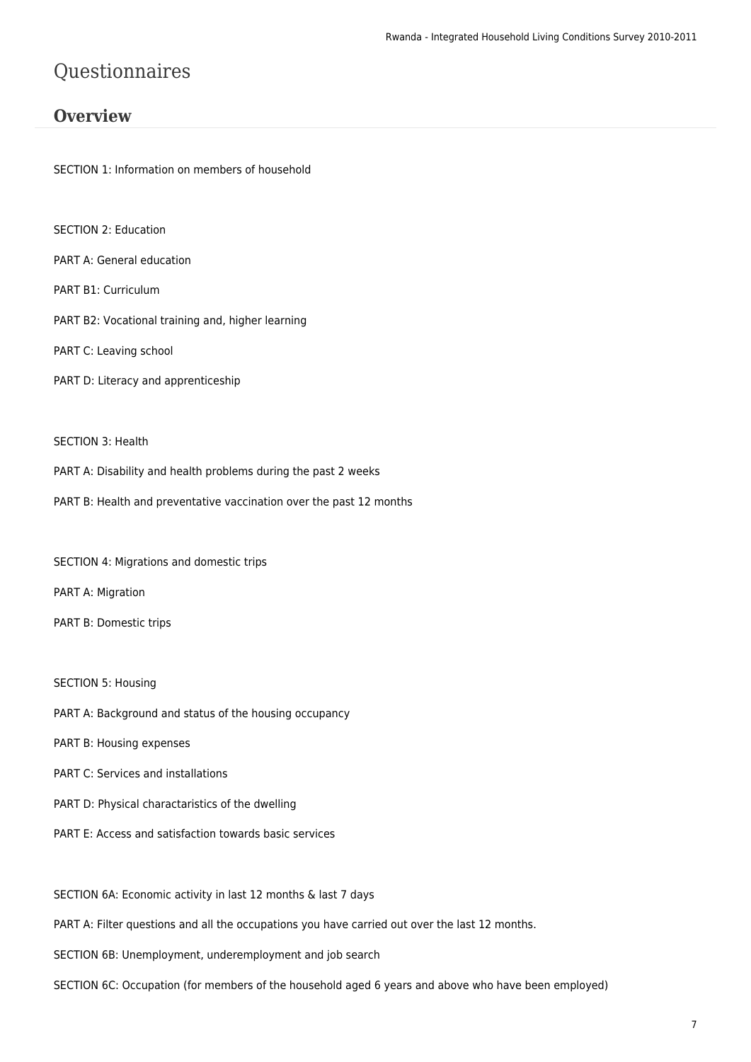# Questionnaires

## Overview

SECTION 1: Information on members of household

SECTION 2: Education

PART A: General education

PART B1: Curriculum

PART B2: Vocational training and, higher learning

PART C: Leaving school

PART D: Literacy and apprenticeship

SECTION 3: Health

PART A: Disability and health problems during the past 2 weeks

PART B: Health and preventative vaccination over the past 12 months

SECTION 4: Migrations and domestic trips

PART A: Migration

PART B: Domestic trips

SECTION 5: Housing

PART A: Background and status of the housing occupancy

PART B: Housing expenses

PART C: Services and installations

PART D: Physical charactaristics of the dwelling

PART E: Access and satisfaction towards basic services

SECTION 6A: Economic activity in last 12 months & last 7 days

PART A: Filter questions and all the occupations you have carried out over the last 12 months.

SECTION 6B: Unemployment, underemployment and job search

SECTION 6C: Occupation (for members of the household aged 6 years and above who have been employed)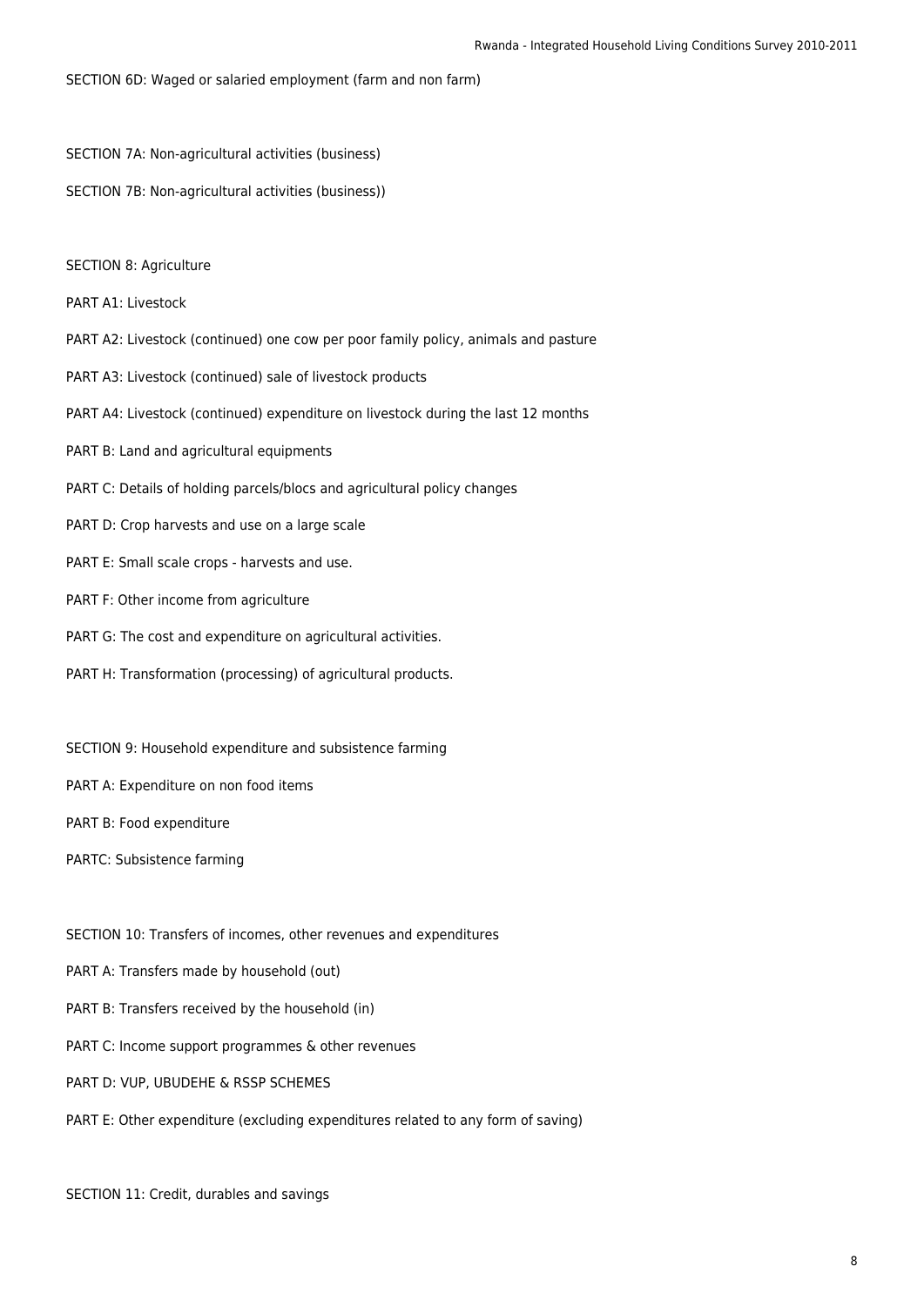SECTION 6D: Waged or salaried employment (farm and non farm)

SECTION 7A: Non-agricultural activities (business)

SECTION 7B: Non-agricultural activities (business))

SECTION 8: Agriculture

PART A1: Livestock

PART A2: Livestock (continued) one cow per poor family policy, animals and pasture

PART A3: Livestock (continued) sale of livestock products

PART A4: Livestock (continued) expenditure on livestock during the last 12 months

PART B: Land and agricultural equipments

PART C: Details of holding parcels/blocs and agricultural policy changes

PART D: Crop harvests and use on a large scale

PART E: Small scale crops - harvests and use.

PART F: Other income from agriculture

PART G: The cost and expenditure on agricultural activities.

PART H: Transformation (processing) of agricultural products.

SECTION 9: Household expenditure and subsistence farming

PART A: Expenditure on non food items

PART B: Food expenditure

PARTC: Subsistence farming

SECTION 10: Transfers of incomes, other revenues and expenditures

PART A: Transfers made by household (out)

PART B: Transfers received by the household (in)

PART C: Income support programmes & other revenues

PART D: VUP, UBUDEHE & RSSP SCHEMES

PART E: Other expenditure (excluding expenditures related to any form of saving)

SECTION 11: Credit, durables and savings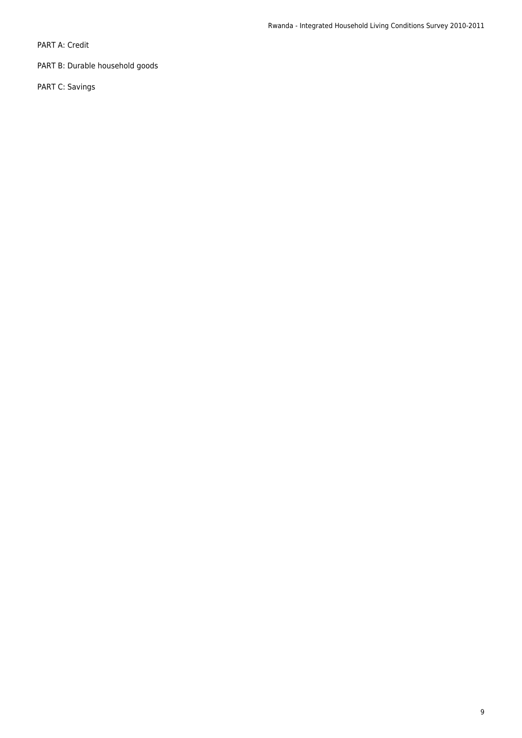PART A: Credit

PART B: Durable household goods

PART C: Savings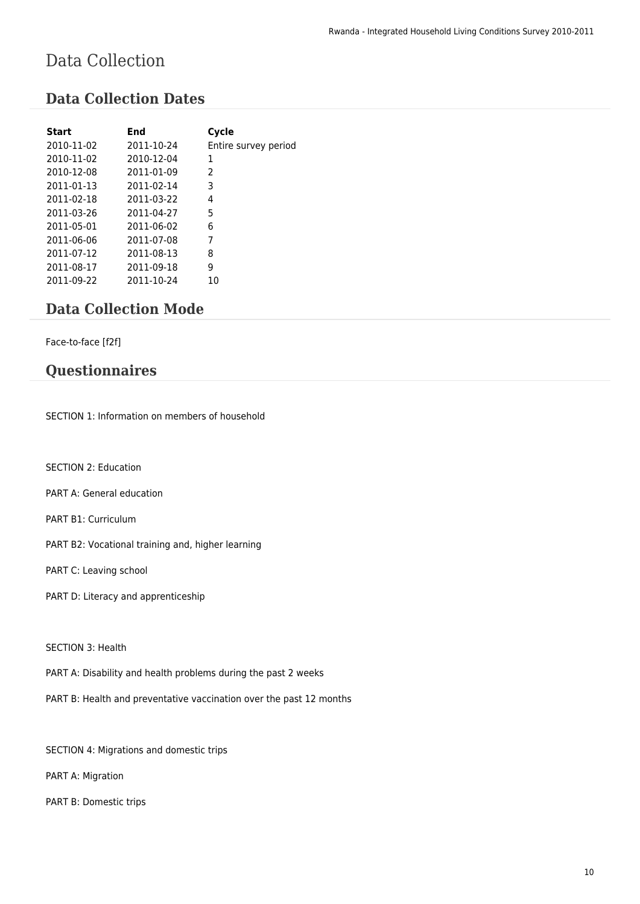# Data Collection

## Data Collection Dates

| Start | End | Cycle |
|---|---|---|
| 2010-11-02 | 2011-10-24 | Entire survey period |
| 2010-11-02 | 2010-12-04 | 1 |
| 2010-12-08 | 2011-01-09 | 2 |
| 2011-01-13 | 2011-02-14 | 3 |
| 2011-02-18 | 2011-03-22 | 4 |
| 2011-03-26 | 2011-04-27 | 5 |
| 2011-05-01 | 2011-06-02 | 6 |
| 2011-06-06 | 2011-07-08 | 7 |
| 2011-07-12 | 2011-08-13 | 8 |
| 2011-08-17 | 2011-09-18 | 9 |
| 2011-09-22 | 2011-10-24 | 10 |

## Data Collection Mode

Face-to-face [f2f]

## Questionnaires

SECTION 1: Information on members of household

SECTION 2: Education

PART A: General education

PART B1: Curriculum

PART B2: Vocational training and, higher learning

PART C: Leaving school

PART D: Literacy and apprenticeship

SECTION 3: Health

PART A: Disability and health problems during the past 2 weeks

PART B: Health and preventative vaccination over the past 12 months

SECTION 4: Migrations and domestic trips

PART A: Migration

PART B: Domestic trips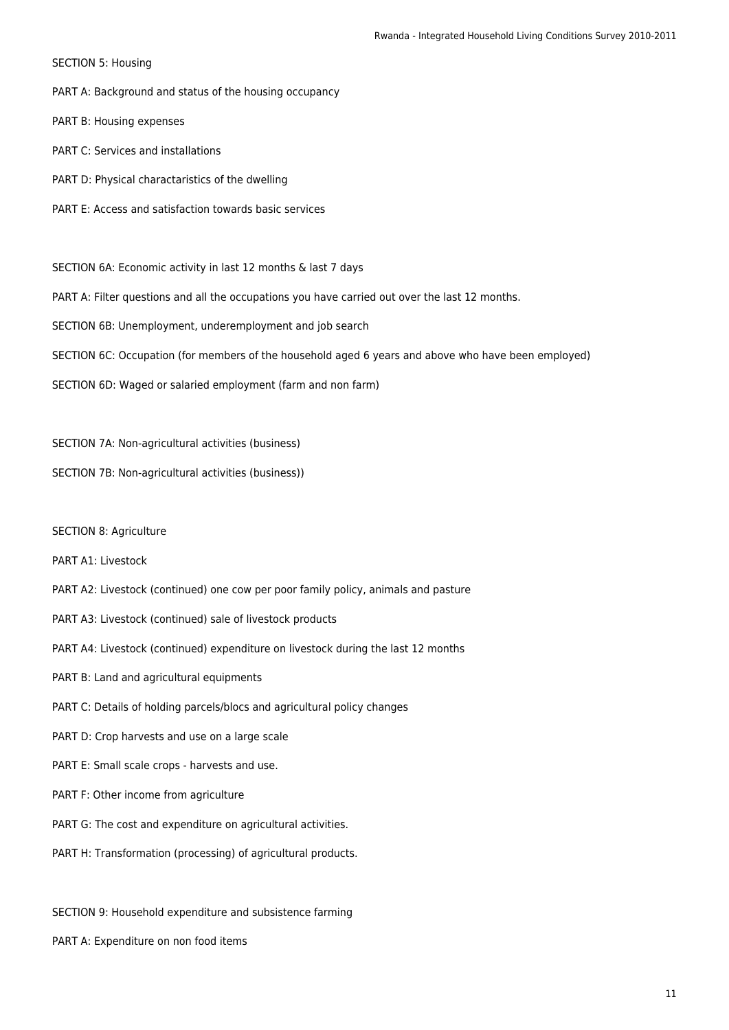SECTION 5: Housing

PART A: Background and status of the housing occupancy

PART B: Housing expenses

PART C: Services and installations

PART D: Physical charactaristics of the dwelling

PART E: Access and satisfaction towards basic services

SECTION 6A: Economic activity in last 12 months & last 7 days

PART A: Filter questions and all the occupations you have carried out over the last 12 months.

SECTION 6B: Unemployment, underemployment and job search

SECTION 6C: Occupation (for members of the household aged 6 years and above who have been employed)

SECTION 6D: Waged or salaried employment (farm and non farm)

SECTION 7A: Non-agricultural activities (business)

SECTION 7B: Non-agricultural activities (business))

SECTION 8: Agriculture

PART A1: Livestock

PART A2: Livestock (continued) one cow per poor family policy, animals and pasture

PART A3: Livestock (continued) sale of livestock products

PART A4: Livestock (continued) expenditure on livestock during the last 12 months

PART B: Land and agricultural equipments

PART C: Details of holding parcels/blocs and agricultural policy changes

PART D: Crop harvests and use on a large scale

PART E: Small scale crops - harvests and use.

PART F: Other income from agriculture

PART G: The cost and expenditure on agricultural activities.

PART H: Transformation (processing) of agricultural products.

SECTION 9: Household expenditure and subsistence farming

PART A: Expenditure on non food items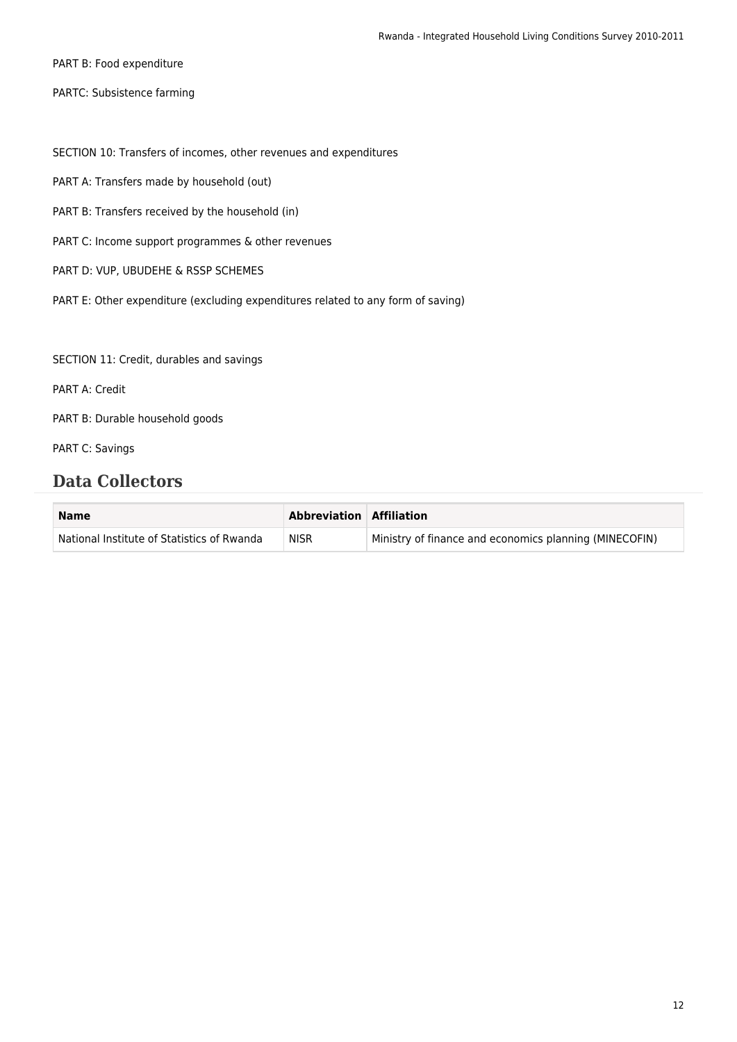PART B: Food expenditure

PARTC: Subsistence farming

SECTION 10: Transfers of incomes, other revenues and expenditures

PART A: Transfers made by household (out)

PART B: Transfers received by the household (in)

PART C: Income support programmes & other revenues

PART D: VUP, UBUDEHE & RSSP SCHEMES

PART E: Other expenditure (excluding expenditures related to any form of saving)

SECTION 11: Credit, durables and savings

PART A: Credit

PART B: Durable household goods

PART C: Savings

## Data Collectors

| Name | Abbreviation | Affiliation |
| --- | --- | --- |
| National Institute of Statistics of Rwanda | NISR | Ministry of finance and economics planning (MINECOFIN) |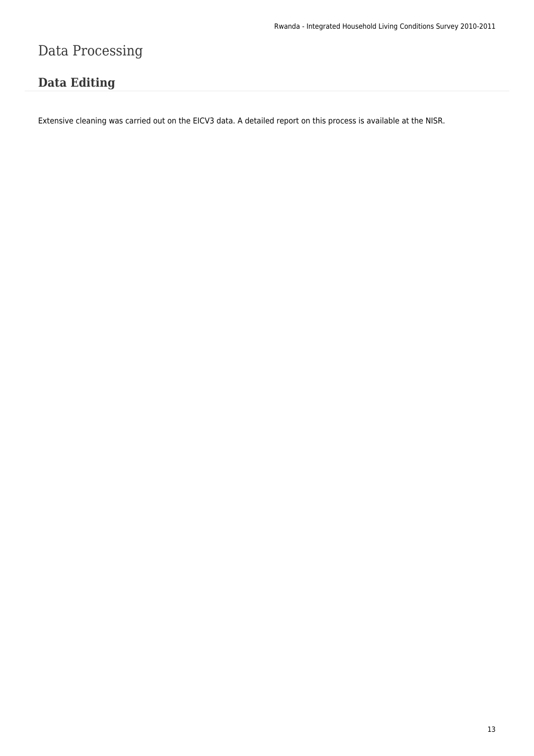# Data Processing

## Data Editing

Extensive cleaning was carried out on the EICV3 data. A detailed report on this process is available at the NISR.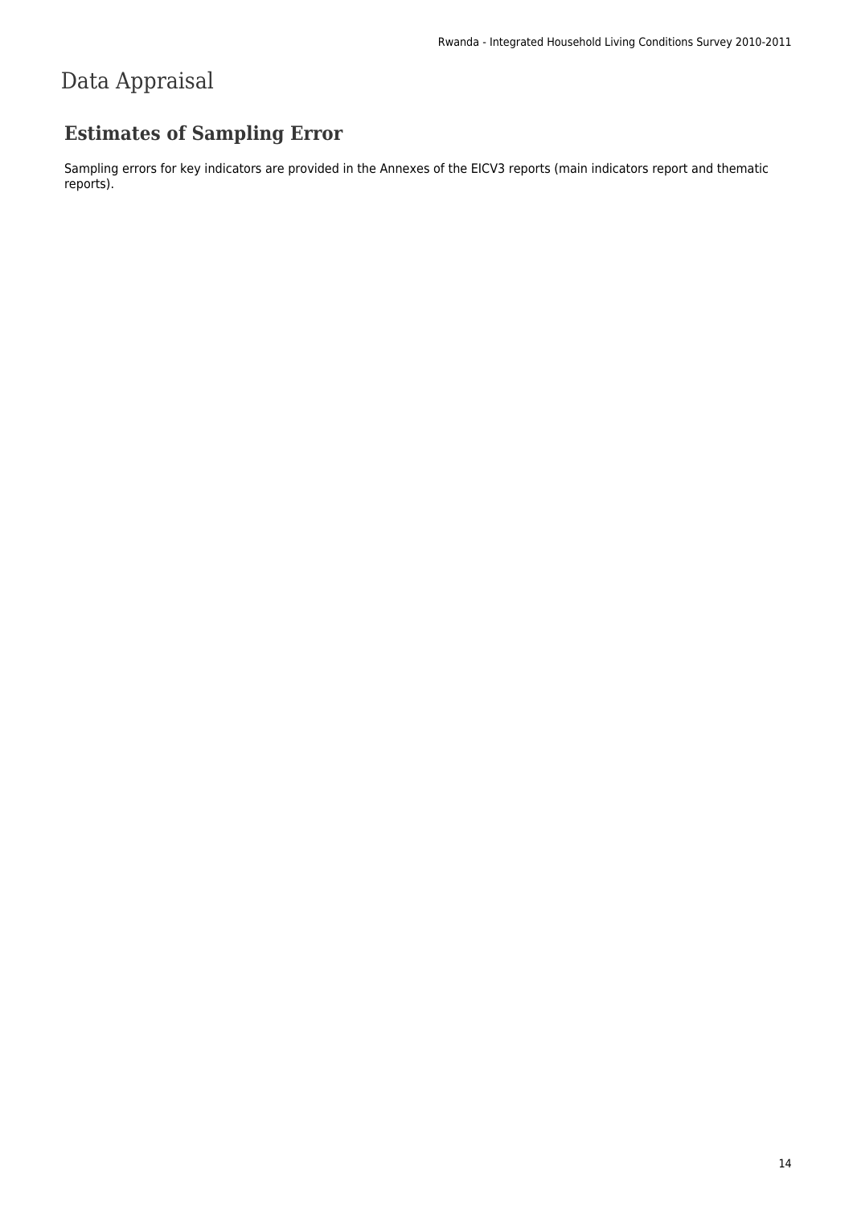# Data Appraisal

## Estimates of Sampling Error

Sampling errors for key indicators are provided in the Annexes of the EICV3 reports (main indicators report and thematic reports).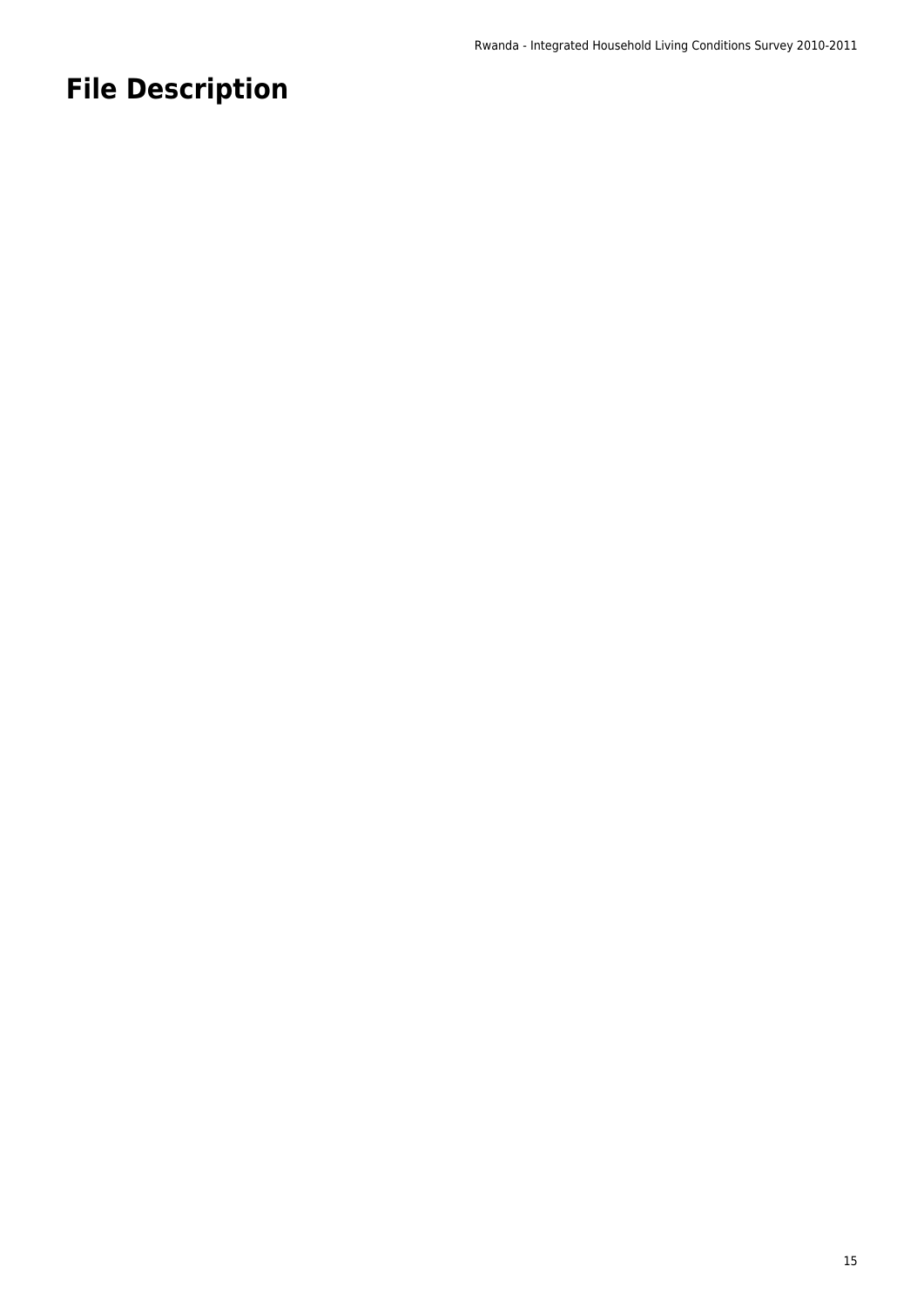# File Description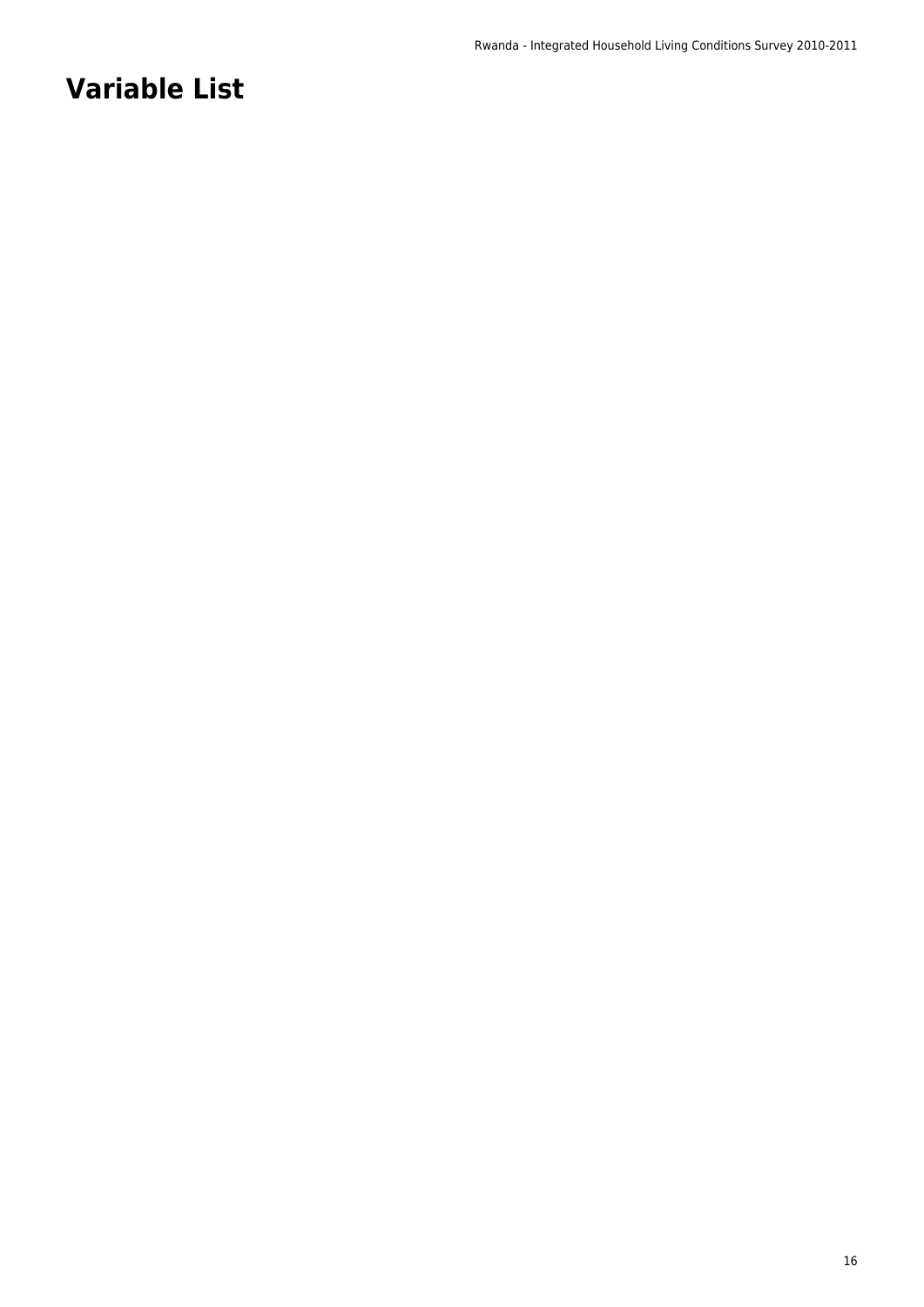# Variable List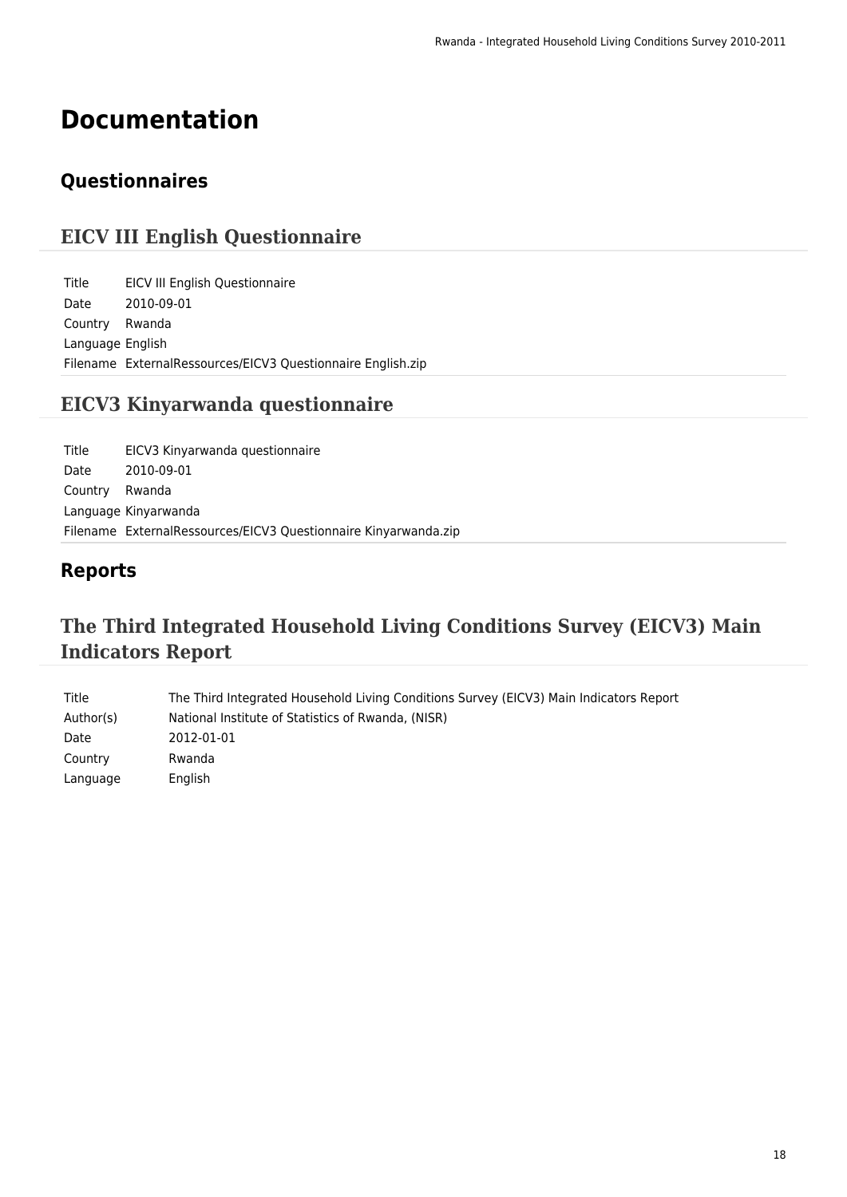# Documentation

## Questionnaires

### EICV III English Questionnaire

| | |
|---|---|
| Title | EICV III English Questionnaire |
| Date | 2010-09-01 |
| Country | Rwanda |
| Language | English |
| Filename | ExternalRessources/EICV3 Questionnaire English.zip |

### EICV3 Kinyarwanda questionnaire

| | |
|---|---|
| Title | EICV3 Kinyarwanda questionnaire |
| Date | 2010-09-01 |
| Country | Rwanda |
| Language | Kinyarwanda |
| Filename | ExternalRessources/EICV3 Questionnaire Kinyarwanda.zip |

## Reports

### The Third Integrated Household Living Conditions Survey (EICV3) Main Indicators Report

| | |
|---|---|
| Title | The Third Integrated Household Living Conditions Survey (EICV3) Main Indicators Report |
| Author(s) | National Institute of Statistics of Rwanda, (NISR) |
| Date | 2012-01-01 |
| Country | Rwanda |
| Language | English |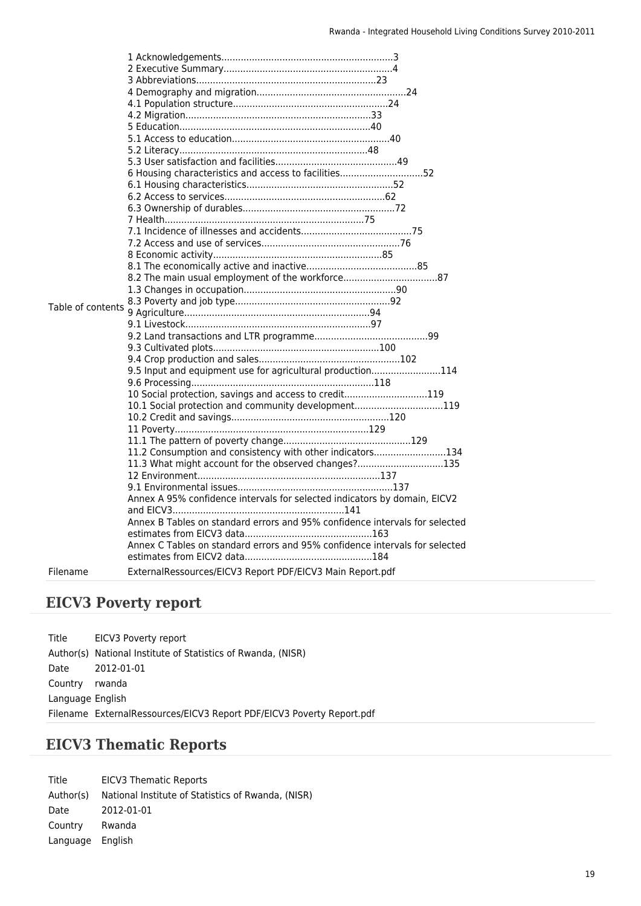| | |
|---|---|
| Table of contents | 1 Acknowledgements.............................................................3<br>2 Executive Summary............................................................4<br>3 Abbreviations................................................................23<br>4 Demography and migration.....................................................24<br>4.1 Population structure.......................................................24<br>4.2 Migration..................................................................33<br>5 Education....................................................................40<br>5.1 Access to education........................................................40<br>5.2 Literacy...................................................................48<br>5.3 User satisfaction and facilities...........................................49<br>6 Housing characteristics and access to facilities..............................52<br>6.1 Housing characteristics....................................................52<br>6.2 Access to services.........................................................62<br>6.3 Ownership of durables......................................................72<br>7 Health.......................................................................75<br>7.1 Incidence of illnesses and accidents.......................................75<br>7.2 Access and use of services.................................................76<br>8 Economic activity............................................................85<br>8.1 The economically active and inactive.......................................85<br>8.2 The main usual employment of the workforce..................................87<br>1.3 Changes in occupation......................................................90<br>8.3 Poverty and job type.......................................................92<br>9 Agriculture..................................................................94<br>9.1 Livestock..................................................................97<br>9.2 Land transactions and LTR programme.........................................99<br>9.3 Cultivated plots...........................................................100<br>9.4 Crop production and sales..................................................102<br>9.5 Input and equipment use for agricultural production.........................114<br>9.6 Processing.................................................................118<br>10 Social protection, savings and access to credit.............................119<br>10.1 Social protection and community development................................119<br>10.2 Credit and savings........................................................120<br>11 Poverty.....................................................................129<br>11.1 The pattern of poverty change.............................................129<br>11.2 Consumption and consistency with other indicators..........................134<br>11.3 What might account for the observed changes?...............................135<br>12 Environment.................................................................137<br>9.1 Environmental issues.......................................................137<br>Annex A 95% confidence intervals for selected indicators by domain, EICV2 and EICV3.............................................................141<br>Annex B Tables on standard errors and 95% confidence intervals for selected estimates from EICV3 data.............................................163<br>Annex C Tables on standard errors and 95% confidence intervals for selected estimates from EICV2 data.............................................184 |
| Filename | ExternalRessources/EICV3 Report PDF/EICV3 Main Report.pdf |

## EICV3 Poverty report

| | |
|---|---|
| Title | EICV3 Poverty report |
| Author(s) | National Institute of Statistics of Rwanda, (NISR) |
| Date | 2012-01-01 |
| Country | rwanda |
| Language | English |
| Filename | ExternalRessources/EICV3 Report PDF/EICV3 Poverty Report.pdf |

## EICV3 Thematic Reports

| | |
|---|---|
| Title | EICV3 Thematic Reports |
| Author(s) | National Institute of Statistics of Rwanda, (NISR) |
| Date | 2012-01-01 |
| Country | Rwanda |
| Language | English |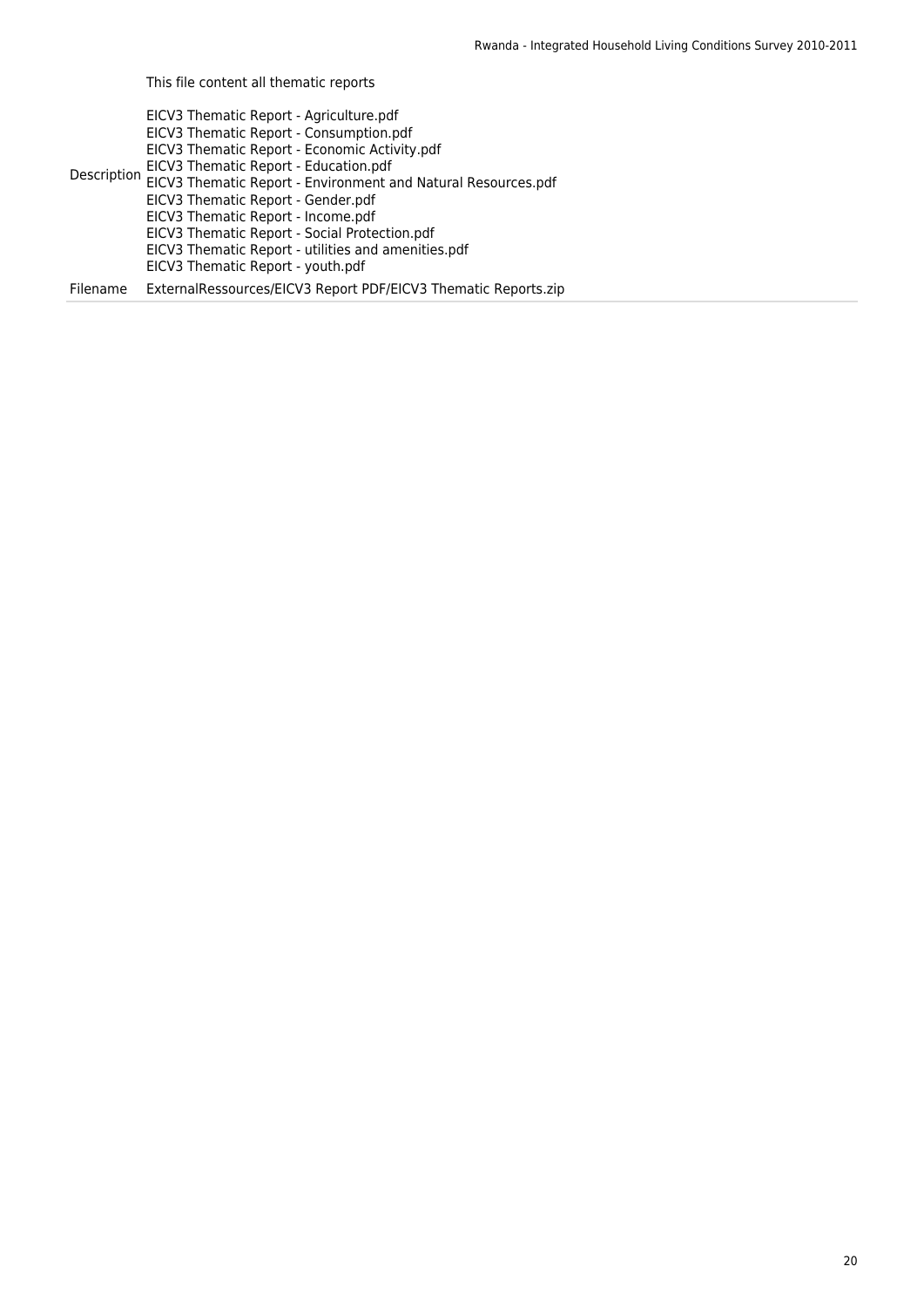This file content all thematic reports

| | |
|---|---|
| Description | EICV3 Thematic Report - Agriculture.pdf<br>EICV3 Thematic Report - Consumption.pdf<br>EICV3 Thematic Report - Economic Activity.pdf<br>EICV3 Thematic Report - Education.pdf<br>EICV3 Thematic Report - Environment and Natural Resources.pdf<br>EICV3 Thematic Report - Gender.pdf<br>EICV3 Thematic Report - Income.pdf<br>EICV3 Thematic Report - Social Protection.pdf<br>EICV3 Thematic Report - utilities and amenities.pdf<br>EICV3 Thematic Report - youth.pdf |
| Filename | ExternalRessources/EICV3 Report PDF/EICV3 Thematic Reports.zip |